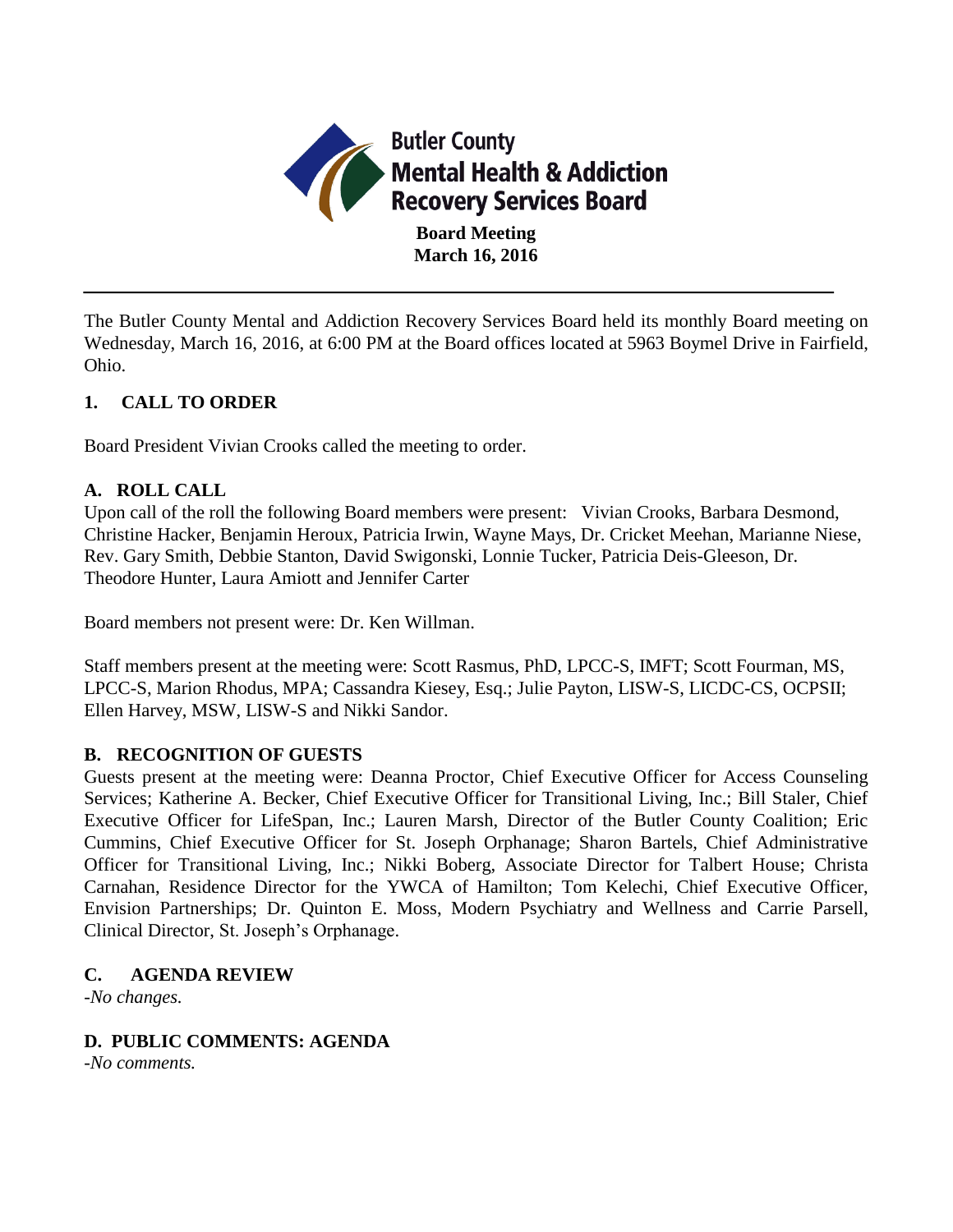# Butler County Mental Health & Addiction Recovery Services Board

**Board Meeting**
**March 16, 2016**

---

The Butler County Mental and Addiction Recovery Services Board held its monthly Board meeting on Wednesday, March 16, 2016, at 6:00 PM at the Board offices located at 5963 Boymel Drive in Fairfield, Ohio.

## 1. CALL TO ORDER

Board President Vivian Crooks called the meeting to order.

### A. ROLL CALL

Upon call of the roll the following Board members were present: Vivian Crooks, Barbara Desmond, Christine Hacker, Benjamin Heroux, Patricia Irwin, Wayne Mays, Dr. Cricket Meehan, Marianne Niese, Rev. Gary Smith, Debbie Stanton, David Swigonski, Lonnie Tucker, Patricia Deis-Gleeson, Dr. Theodore Hunter, Laura Amiott and Jennifer Carter

Board members not present were: Dr. Ken Willman.

Staff members present at the meeting were: Scott Rasmus, PhD, LPCC-S, IMFT; Scott Fourman, MS, LPCC-S, Marion Rhodus, MPA; Cassandra Kiesey, Esq.; Julie Payton, LISW-S, LICDC-CS, OCPSII; Ellen Harvey, MSW, LISW-S and Nikki Sandor.

### B. RECOGNITION OF GUESTS

Guests present at the meeting were: Deanna Proctor, Chief Executive Officer for Access Counseling Services; Katherine A. Becker, Chief Executive Officer for Transitional Living, Inc.; Bill Staler, Chief Executive Officer for LifeSpan, Inc.; Lauren Marsh, Director of the Butler County Coalition; Eric Cummins, Chief Executive Officer for St. Joseph Orphanage; Sharon Bartels, Chief Administrative Officer for Transitional Living, Inc.; Nikki Boberg, Associate Director for Talbert House; Christa Carnahan, Residence Director for the YWCA of Hamilton; Tom Kelechi, Chief Executive Officer, Envision Partnerships; Dr. Quinton E. Moss, Modern Psychiatry and Wellness and Carrie Parsell, Clinical Director, St. Joseph's Orphanage.

### C. AGENDA REVIEW

*-No changes.*

### D. PUBLIC COMMENTS: AGENDA

*-No comments.*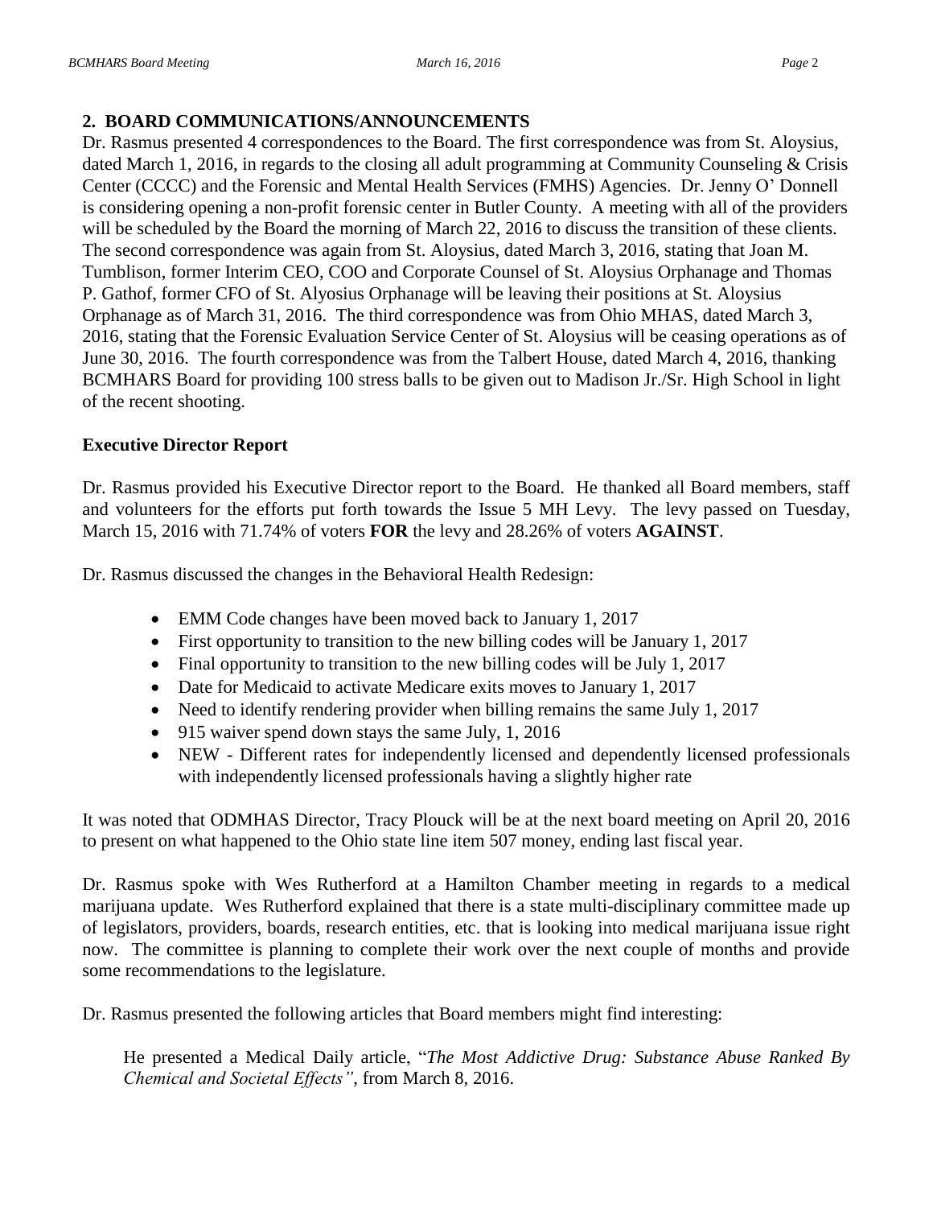## 2. BOARD COMMUNICATIONS/ANNOUNCEMENTS

Dr. Rasmus presented 4 correspondences to the Board. The first correspondence was from St. Aloysius, dated March 1, 2016, in regards to the closing all adult programming at Community Counseling & Crisis Center (CCCC) and the Forensic and Mental Health Services (FMHS) Agencies. Dr. Jenny O' Donnell is considering opening a non-profit forensic center in Butler County. A meeting with all of the providers will be scheduled by the Board the morning of March 22, 2016 to discuss the transition of these clients. The second correspondence was again from St. Aloysius, dated March 3, 2016, stating that Joan M. Tumblison, former Interim CEO, COO and Corporate Counsel of St. Aloysius Orphanage and Thomas P. Gathof, former CFO of St. Alyosius Orphanage will be leaving their positions at St. Aloysius Orphanage as of March 31, 2016. The third correspondence was from Ohio MHAS, dated March 3, 2016, stating that the Forensic Evaluation Service Center of St. Aloysius will be ceasing operations as of June 30, 2016. The fourth correspondence was from the Talbert House, dated March 4, 2016, thanking BCMHARS Board for providing 100 stress balls to be given out to Madison Jr./Sr. High School in light of the recent shooting.

**Executive Director Report**

Dr. Rasmus provided his Executive Director report to the Board. He thanked all Board members, staff and volunteers for the efforts put forth towards the Issue 5 MH Levy. The levy passed on Tuesday, March 15, 2016 with 71.74% of voters **FOR** the levy and 28.26% of voters **AGAINST**.

Dr. Rasmus discussed the changes in the Behavioral Health Redesign:

- EMM Code changes have been moved back to January 1, 2017
- First opportunity to transition to the new billing codes will be January 1, 2017
- Final opportunity to transition to the new billing codes will be July 1, 2017
- Date for Medicaid to activate Medicare exits moves to January 1, 2017
- Need to identify rendering provider when billing remains the same July 1, 2017
- 915 waiver spend down stays the same July, 1, 2016
- NEW - Different rates for independently licensed and dependently licensed professionals with independently licensed professionals having a slightly higher rate

It was noted that ODMHAS Director, Tracy Plouck will be at the next board meeting on April 20, 2016 to present on what happened to the Ohio state line item 507 money, ending last fiscal year.

Dr. Rasmus spoke with Wes Rutherford at a Hamilton Chamber meeting in regards to a medical marijuana update. Wes Rutherford explained that there is a state multi-disciplinary committee made up of legislators, providers, boards, research entities, etc. that is looking into medical marijuana issue right now. The committee is planning to complete their work over the next couple of months and provide some recommendations to the legislature.

Dr. Rasmus presented the following articles that Board members might find interesting:

He presented a Medical Daily article, "*The Most Addictive Drug: Substance Abuse Ranked By Chemical and Societal Effects"*, from March 8, 2016.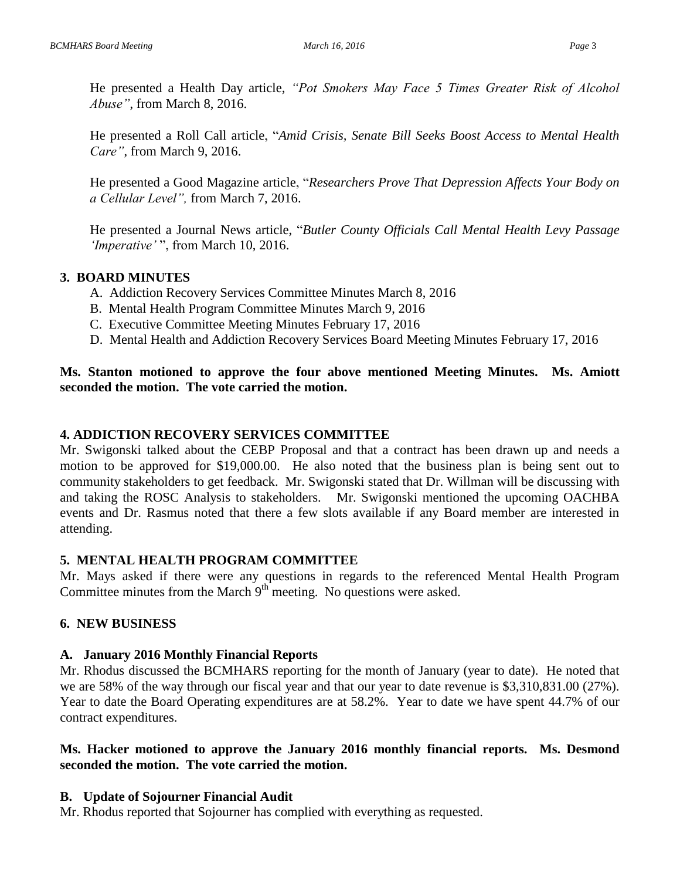He presented a Health Day article, *"Pot Smokers May Face 5 Times Greater Risk of Alcohol Abuse"*, from March 8, 2016.

He presented a Roll Call article, "*Amid Crisis, Senate Bill Seeks Boost Access to Mental Health Care"*, from March 9, 2016.

He presented a Good Magazine article, "*Researchers Prove That Depression Affects Your Body on a Cellular Level",* from March 7, 2016.

He presented a Journal News article, "*Butler County Officials Call Mental Health Levy Passage 'Imperative'* ", from March 10, 2016.

**3. BOARD MINUTES**

A. Addiction Recovery Services Committee Minutes March 8, 2016
B. Mental Health Program Committee Minutes March 9, 2016
C. Executive Committee Meeting Minutes February 17, 2016
D. Mental Health and Addiction Recovery Services Board Meeting Minutes February 17, 2016

**Ms. Stanton motioned to approve the four above mentioned Meeting Minutes. Ms. Amiott seconded the motion. The vote carried the motion.**

**4. ADDICTION RECOVERY SERVICES COMMITTEE**

Mr. Swigonski talked about the CEBP Proposal and that a contract has been drawn up and needs a motion to be approved for $19,000.00. He also noted that the business plan is being sent out to community stakeholders to get feedback. Mr. Swigonski stated that Dr. Willman will be discussing with and taking the ROSC Analysis to stakeholders. Mr. Swigonski mentioned the upcoming OACHBA events and Dr. Rasmus noted that there a few slots available if any Board member are interested in attending.

**5. MENTAL HEALTH PROGRAM COMMITTEE**

Mr. Mays asked if there were any questions in regards to the referenced Mental Health Program Committee minutes from the March 9th meeting. No questions were asked.

**6. NEW BUSINESS**

**A. January 2016 Monthly Financial Reports**

Mr. Rhodus discussed the BCMHARS reporting for the month of January (year to date). He noted that we are 58% of the way through our fiscal year and that our year to date revenue is $3,310,831.00 (27%). Year to date the Board Operating expenditures are at 58.2%. Year to date we have spent 44.7% of our contract expenditures.

**Ms. Hacker motioned to approve the January 2016 monthly financial reports. Ms. Desmond seconded the motion. The vote carried the motion.**

**B. Update of Sojourner Financial Audit**

Mr. Rhodus reported that Sojourner has complied with everything as requested.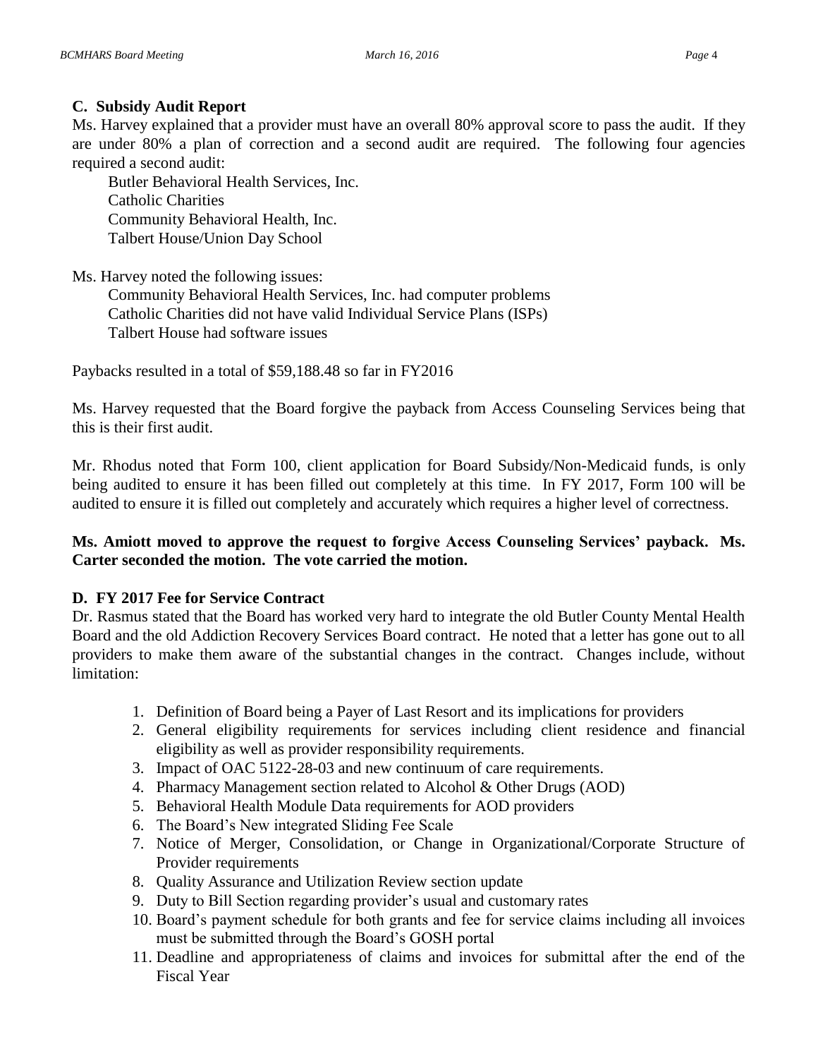### C. Subsidy Audit Report

Ms. Harvey explained that a provider must have an overall 80% approval score to pass the audit. If they are under 80% a plan of correction and a second audit are required. The following four agencies required a second audit:

Butler Behavioral Health Services, Inc.
Catholic Charities
Community Behavioral Health, Inc.
Talbert House/Union Day School

Ms. Harvey noted the following issues:

Community Behavioral Health Services, Inc. had computer problems
Catholic Charities did not have valid Individual Service Plans (ISPs)
Talbert House had software issues

Paybacks resulted in a total of $59,188.48 so far in FY2016

Ms. Harvey requested that the Board forgive the payback from Access Counseling Services being that this is their first audit.

Mr. Rhodus noted that Form 100, client application for Board Subsidy/Non-Medicaid funds, is only being audited to ensure it has been filled out completely at this time. In FY 2017, Form 100 will be audited to ensure it is filled out completely and accurately which requires a higher level of correctness.

**Ms. Amiott moved to approve the request to forgive Access Counseling Services' payback. Ms. Carter seconded the motion. The vote carried the motion.**

### D. FY 2017 Fee for Service Contract

Dr. Rasmus stated that the Board has worked very hard to integrate the old Butler County Mental Health Board and the old Addiction Recovery Services Board contract. He noted that a letter has gone out to all providers to make them aware of the substantial changes in the contract. Changes include, without limitation:

1. Definition of Board being a Payer of Last Resort and its implications for providers
2. General eligibility requirements for services including client residence and financial eligibility as well as provider responsibility requirements.
3. Impact of OAC 5122-28-03 and new continuum of care requirements.
4. Pharmacy Management section related to Alcohol & Other Drugs (AOD)
5. Behavioral Health Module Data requirements for AOD providers
6. The Board's New integrated Sliding Fee Scale
7. Notice of Merger, Consolidation, or Change in Organizational/Corporate Structure of Provider requirements
8. Quality Assurance and Utilization Review section update
9. Duty to Bill Section regarding provider's usual and customary rates
10. Board's payment schedule for both grants and fee for service claims including all invoices must be submitted through the Board's GOSH portal
11. Deadline and appropriateness of claims and invoices for submittal after the end of the Fiscal Year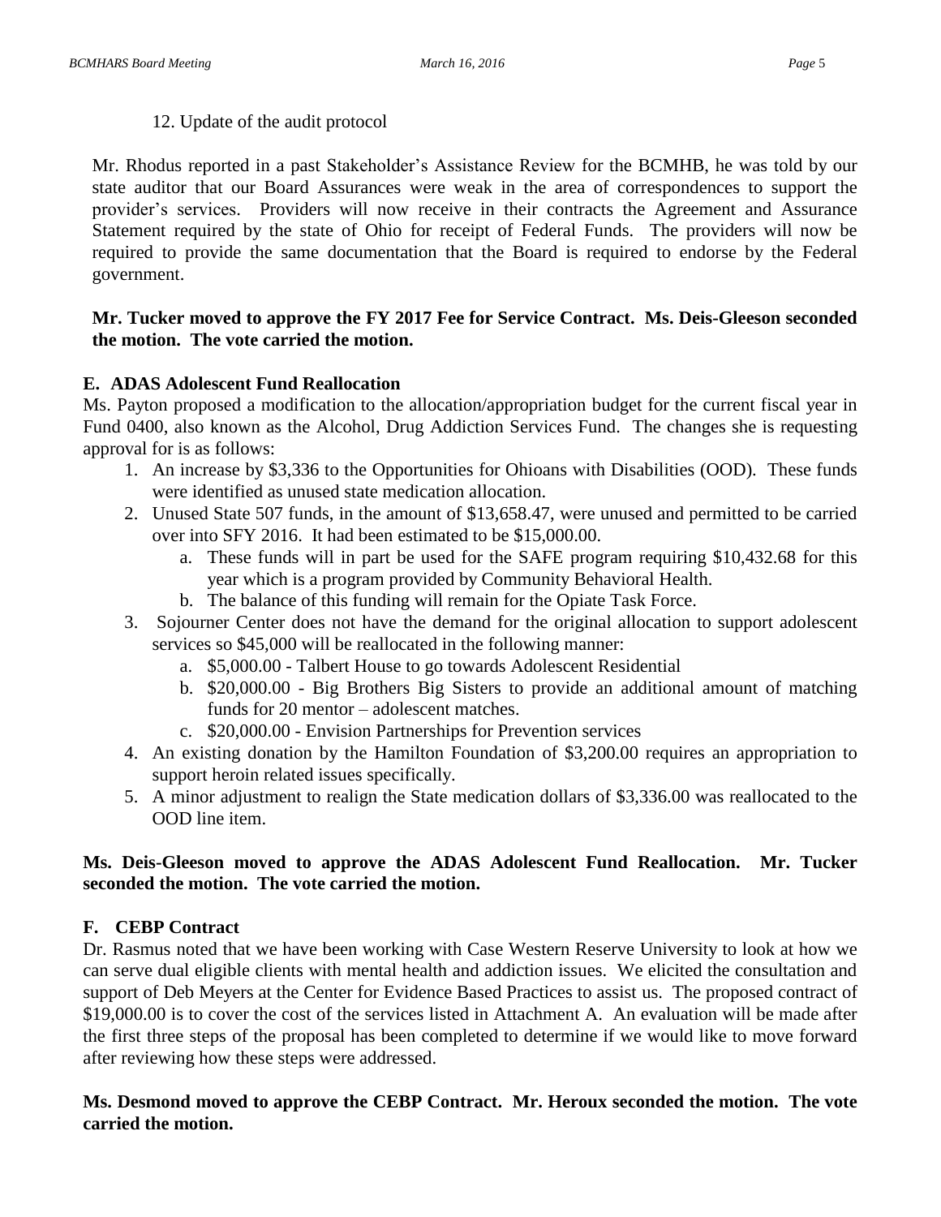12. Update of the audit protocol

Mr. Rhodus reported in a past Stakeholder's Assistance Review for the BCMHB, he was told by our state auditor that our Board Assurances were weak in the area of correspondences to support the provider's services. Providers will now receive in their contracts the Agreement and Assurance Statement required by the state of Ohio for receipt of Federal Funds. The providers will now be required to provide the same documentation that the Board is required to endorse by the Federal government.

**Mr. Tucker moved to approve the FY 2017 Fee for Service Contract. Ms. Deis-Gleeson seconded the motion. The vote carried the motion.**

**E. ADAS Adolescent Fund Reallocation**

Ms. Payton proposed a modification to the allocation/appropriation budget for the current fiscal year in Fund 0400, also known as the Alcohol, Drug Addiction Services Fund. The changes she is requesting approval for is as follows:

1. An increase by $3,336 to the Opportunities for Ohioans with Disabilities (OOD). These funds were identified as unused state medication allocation.
2. Unused State 507 funds, in the amount of $13,658.47, were unused and permitted to be carried over into SFY 2016. It had been estimated to be $15,000.00.
   a. These funds will in part be used for the SAFE program requiring $10,432.68 for this year which is a program provided by Community Behavioral Health.
   b. The balance of this funding will remain for the Opiate Task Force.
3. Sojourner Center does not have the demand for the original allocation to support adolescent services so $45,000 will be reallocated in the following manner:
   a. $5,000.00 - Talbert House to go towards Adolescent Residential
   b. $20,000.00 - Big Brothers Big Sisters to provide an additional amount of matching funds for 20 mentor – adolescent matches.
   c. $20,000.00 - Envision Partnerships for Prevention services
4. An existing donation by the Hamilton Foundation of $3,200.00 requires an appropriation to support heroin related issues specifically.
5. A minor adjustment to realign the State medication dollars of $3,336.00 was reallocated to the OOD line item.

**Ms. Deis-Gleeson moved to approve the ADAS Adolescent Fund Reallocation. Mr. Tucker seconded the motion. The vote carried the motion.**

**F. CEBP Contract**

Dr. Rasmus noted that we have been working with Case Western Reserve University to look at how we can serve dual eligible clients with mental health and addiction issues. We elicited the consultation and support of Deb Meyers at the Center for Evidence Based Practices to assist us. The proposed contract of $19,000.00 is to cover the cost of the services listed in Attachment A. An evaluation will be made after the first three steps of the proposal has been completed to determine if we would like to move forward after reviewing how these steps were addressed.

**Ms. Desmond moved to approve the CEBP Contract. Mr. Heroux seconded the motion. The vote carried the motion.**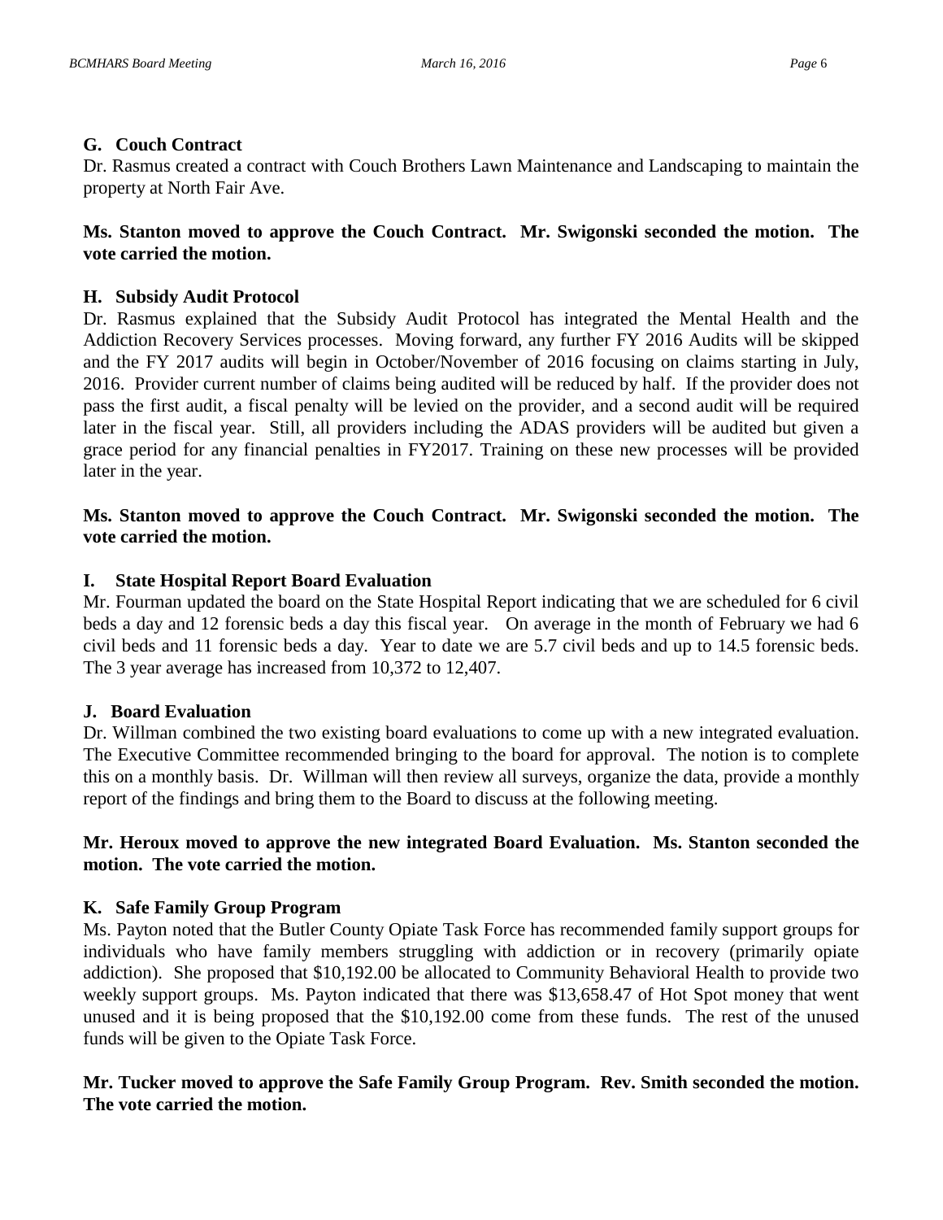### G. Couch Contract

Dr. Rasmus created a contract with Couch Brothers Lawn Maintenance and Landscaping to maintain the property at North Fair Ave.

**Ms. Stanton moved to approve the Couch Contract. Mr. Swigonski seconded the motion. The vote carried the motion.**

### H. Subsidy Audit Protocol

Dr. Rasmus explained that the Subsidy Audit Protocol has integrated the Mental Health and the Addiction Recovery Services processes. Moving forward, any further FY 2016 Audits will be skipped and the FY 2017 audits will begin in October/November of 2016 focusing on claims starting in July, 2016. Provider current number of claims being audited will be reduced by half. If the provider does not pass the first audit, a fiscal penalty will be levied on the provider, and a second audit will be required later in the fiscal year. Still, all providers including the ADAS providers will be audited but given a grace period for any financial penalties in FY2017. Training on these new processes will be provided later in the year.

**Ms. Stanton moved to approve the Couch Contract. Mr. Swigonski seconded the motion. The vote carried the motion.**

### I. State Hospital Report Board Evaluation

Mr. Fourman updated the board on the State Hospital Report indicating that we are scheduled for 6 civil beds a day and 12 forensic beds a day this fiscal year. On average in the month of February we had 6 civil beds and 11 forensic beds a day. Year to date we are 5.7 civil beds and up to 14.5 forensic beds. The 3 year average has increased from 10,372 to 12,407.

### J. Board Evaluation

Dr. Willman combined the two existing board evaluations to come up with a new integrated evaluation. The Executive Committee recommended bringing to the board for approval. The notion is to complete this on a monthly basis. Dr. Willman will then review all surveys, organize the data, provide a monthly report of the findings and bring them to the Board to discuss at the following meeting.

**Mr. Heroux moved to approve the new integrated Board Evaluation. Ms. Stanton seconded the motion. The vote carried the motion.**

### K. Safe Family Group Program

Ms. Payton noted that the Butler County Opiate Task Force has recommended family support groups for individuals who have family members struggling with addiction or in recovery (primarily opiate addiction). She proposed that $10,192.00 be allocated to Community Behavioral Health to provide two weekly support groups. Ms. Payton indicated that there was $13,658.47 of Hot Spot money that went unused and it is being proposed that the $10,192.00 come from these funds. The rest of the unused funds will be given to the Opiate Task Force.

**Mr. Tucker moved to approve the Safe Family Group Program. Rev. Smith seconded the motion. The vote carried the motion.**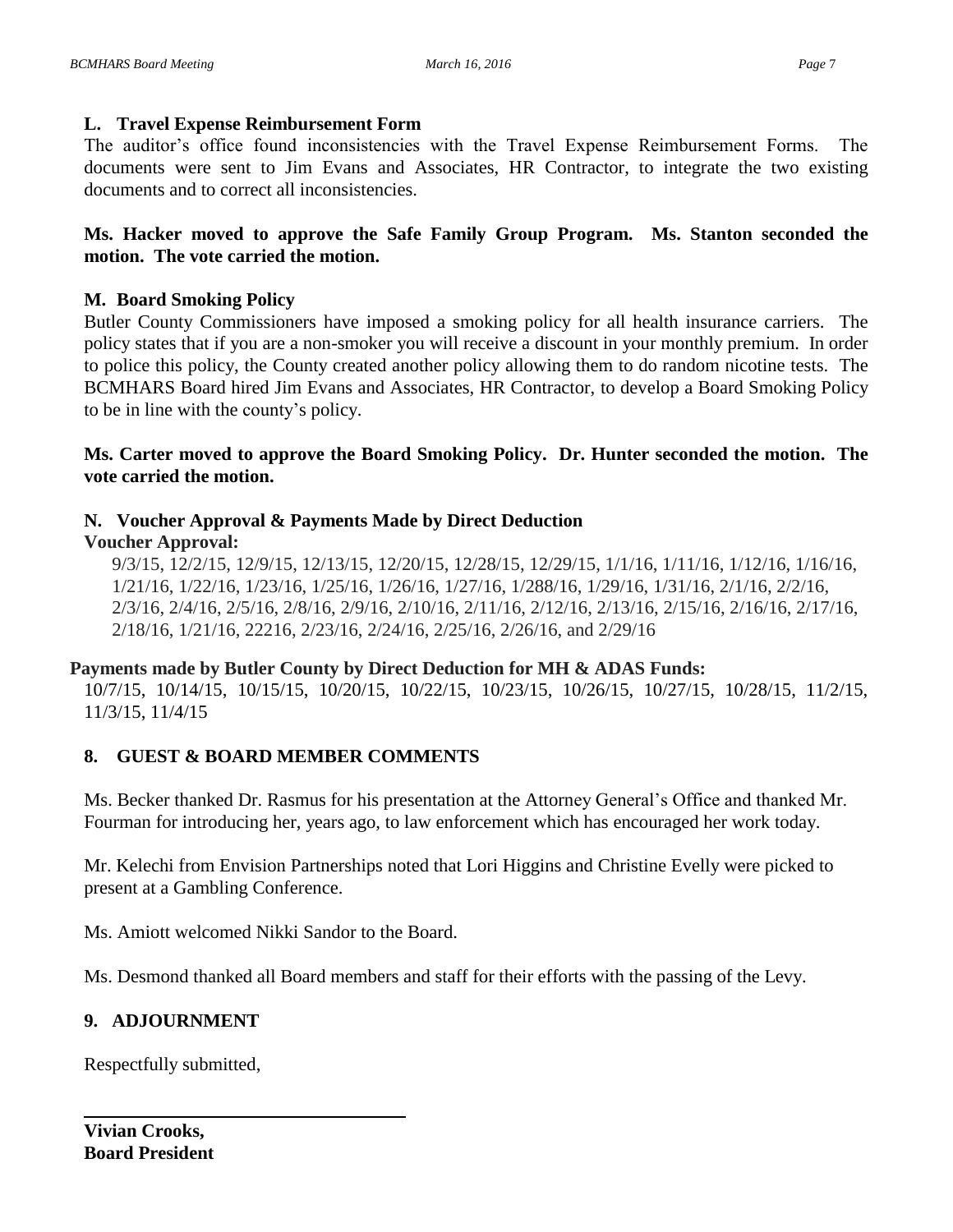**L. Travel Expense Reimbursement Form**

The auditor's office found inconsistencies with the Travel Expense Reimbursement Forms. The documents were sent to Jim Evans and Associates, HR Contractor, to integrate the two existing documents and to correct all inconsistencies.

**Ms. Hacker moved to approve the Safe Family Group Program. Ms. Stanton seconded the motion. The vote carried the motion.**

**M. Board Smoking Policy**

Butler County Commissioners have imposed a smoking policy for all health insurance carriers. The policy states that if you are a non-smoker you will receive a discount in your monthly premium. In order to police this policy, the County created another policy allowing them to do random nicotine tests. The BCMHARS Board hired Jim Evans and Associates, HR Contractor, to develop a Board Smoking Policy to be in line with the county's policy.

**Ms. Carter moved to approve the Board Smoking Policy. Dr. Hunter seconded the motion. The vote carried the motion.**

**N. Voucher Approval & Payments Made by Direct Deduction**

**Voucher Approval:**

9/3/15, 12/2/15, 12/9/15, 12/13/15, 12/20/15, 12/28/15, 12/29/15, 1/1/16, 1/11/16, 1/12/16, 1/16/16, 1/21/16, 1/22/16, 1/23/16, 1/25/16, 1/26/16, 1/27/16, 1/288/16, 1/29/16, 1/31/16, 2/1/16, 2/2/16, 2/3/16, 2/4/16, 2/5/16, 2/8/16, 2/9/16, 2/10/16, 2/11/16, 2/12/16, 2/13/16, 2/15/16, 2/16/16, 2/17/16, 2/18/16, 1/21/16, 22216, 2/23/16, 2/24/16, 2/25/16, 2/26/16, and 2/29/16

**Payments made by Butler County by Direct Deduction for MH & ADAS Funds:**

10/7/15, 10/14/15, 10/15/15, 10/20/15, 10/22/15, 10/23/15, 10/26/15, 10/27/15, 10/28/15, 11/2/15, 11/3/15, 11/4/15

## 8. GUEST & BOARD MEMBER COMMENTS

Ms. Becker thanked Dr. Rasmus for his presentation at the Attorney General's Office and thanked Mr. Fourman for introducing her, years ago, to law enforcement which has encouraged her work today.

Mr. Kelechi from Envision Partnerships noted that Lori Higgins and Christine Evelly were picked to present at a Gambling Conference.

Ms. Amiott welcomed Nikki Sandor to the Board.

Ms. Desmond thanked all Board members and staff for their efforts with the passing of the Levy.

## 9. ADJOURNMENT

Respectfully submitted,

\_\_\_\_\_\_\_\_\_\_\_\_\_\_\_\_\_\_\_\_\_\_\_\_\_\_\_\_\_\_\_\_\_\_\_\_

**Vivian Crooks,**
**Board President**